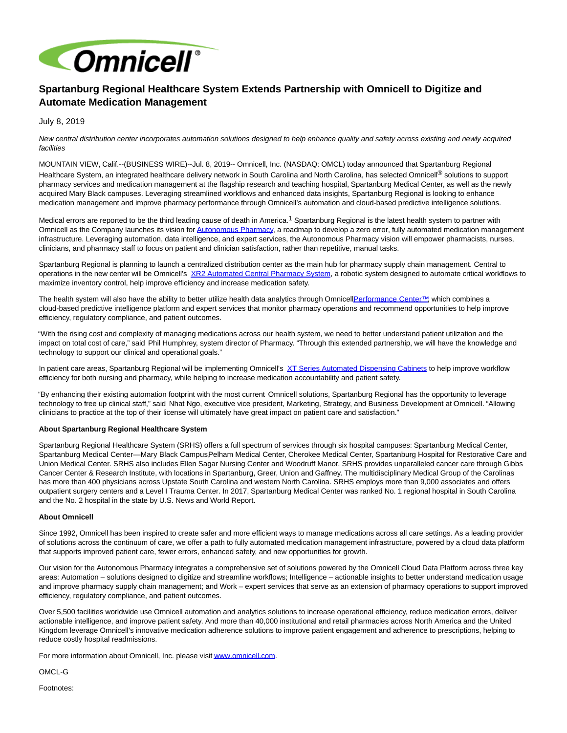Omnicell®

# Spartanburg Regional Healthcare System Extends Partnership with Omnicell to Digitize and Automate Medication Management

July 8, 2019

*New central distribution center incorporates automation solutions designed to help enhance quality and safety across existing and newly acquired facilities*

MOUNTAIN VIEW, Calif.--(BUSINESS WIRE)--Jul. 8, 2019-- Omnicell, Inc. (NASDAQ: OMCL) today announced that Spartanburg Regional Healthcare System, an integrated healthcare delivery network in South Carolina and North Carolina, has selected Omnicell® solutions to support pharmacy services and medication management at the flagship research and teaching hospital, Spartanburg Medical Center, as well as the newly acquired Mary Black campuses. Leveraging streamlined workflows and enhanced data insights, Spartanburg Regional is looking to enhance medication management and improve pharmacy performance through Omnicell's automation and cloud-based predictive intelligence solutions.

Medical errors are reported to be the third leading cause of death in America.[1] Spartanburg Regional is the latest health system to partner with Omnicell as the Company launches its vision for Autonomous Pharmacy, a roadmap to develop a zero error, fully automated medication management infrastructure. Leveraging automation, data intelligence, and expert services, the Autonomous Pharmacy vision will empower pharmacists, nurses, clinicians, and pharmacy staff to focus on patient and clinician satisfaction, rather than repetitive, manual tasks.

Spartanburg Regional is planning to launch a centralized distribution center as the main hub for pharmacy supply chain management. Central to operations in the new center will be Omnicell's XR2 Automated Central Pharmacy System, a robotic system designed to automate critical workflows to maximize inventory control, help improve efficiency and increase medication safety.

The health system will also have the ability to better utilize health data analytics through OmnicellPerformance Center™, which combines a cloud-based predictive intelligence platform and expert services that monitor pharmacy operations and recommend opportunities to help improve efficiency, regulatory compliance, and patient outcomes.

"With the rising cost and complexity of managing medications across our health system, we need to better understand patient utilization and the impact on total cost of care," said Phil Humphrey, system director of Pharmacy. "Through this extended partnership, we will have the knowledge and technology to support our clinical and operational goals."

In patient care areas, Spartanburg Regional will be implementing Omnicell's XT Series Automated Dispensing Cabinets to help improve workflow efficiency for both nursing and pharmacy, while helping to increase medication accountability and patient safety.

"By enhancing their existing automation footprint with the most current Omnicell solutions, Spartanburg Regional has the opportunity to leverage technology to free up clinical staff," said Nhat Ngo, executive vice president, Marketing, Strategy, and Business Development at Omnicell. "Allowing clinicians to practice at the top of their license will ultimately have great impact on patient care and satisfaction."

**About Spartanburg Regional Healthcare System**

Spartanburg Regional Healthcare System (SRHS) offers a full spectrum of services through six hospital campuses: Spartanburg Medical Center, Spartanburg Medical Center—Mary Black CampusPelham Medical Center, Cherokee Medical Center, Spartanburg Hospital for Restorative Care and Union Medical Center. SRHS also includes Ellen Sagar Nursing Center and Woodruff Manor. SRHS provides unparalleled cancer care through Gibbs Cancer Center & Research Institute, with locations in Spartanburg, Greer, Union and Gaffney. The multidisciplinary Medical Group of the Carolinas has more than 400 physicians across Upstate South Carolina and western North Carolina. SRHS employs more than 9,000 associates and offers outpatient surgery centers and a Level I Trauma Center. In 2017, Spartanburg Medical Center was ranked No. 1 regional hospital in South Carolina and the No. 2 hospital in the state by U.S. News and World Report.

**About Omnicell**

Since 1992, Omnicell has been inspired to create safer and more efficient ways to manage medications across all care settings. As a leading provider of solutions across the continuum of care, we offer a path to fully automated medication management infrastructure, powered by a cloud data platform that supports improved patient care, fewer errors, enhanced safety, and new opportunities for growth.

Our vision for the Autonomous Pharmacy integrates a comprehensive set of solutions powered by the Omnicell Cloud Data Platform across three key areas: Automation – solutions designed to digitize and streamline workflows; Intelligence – actionable insights to better understand medication usage and improve pharmacy supply chain management; and Work – expert services that serve as an extension of pharmacy operations to support improved efficiency, regulatory compliance, and patient outcomes.

Over 5,500 facilities worldwide use Omnicell automation and analytics solutions to increase operational efficiency, reduce medication errors, deliver actionable intelligence, and improve patient safety. And more than 40,000 institutional and retail pharmacies across North America and the United Kingdom leverage Omnicell's innovative medication adherence solutions to improve patient engagement and adherence to prescriptions, helping to reduce costly hospital readmissions.

For more information about Omnicell, Inc. please visit www.omnicell.com.

OMCL-G

Footnotes: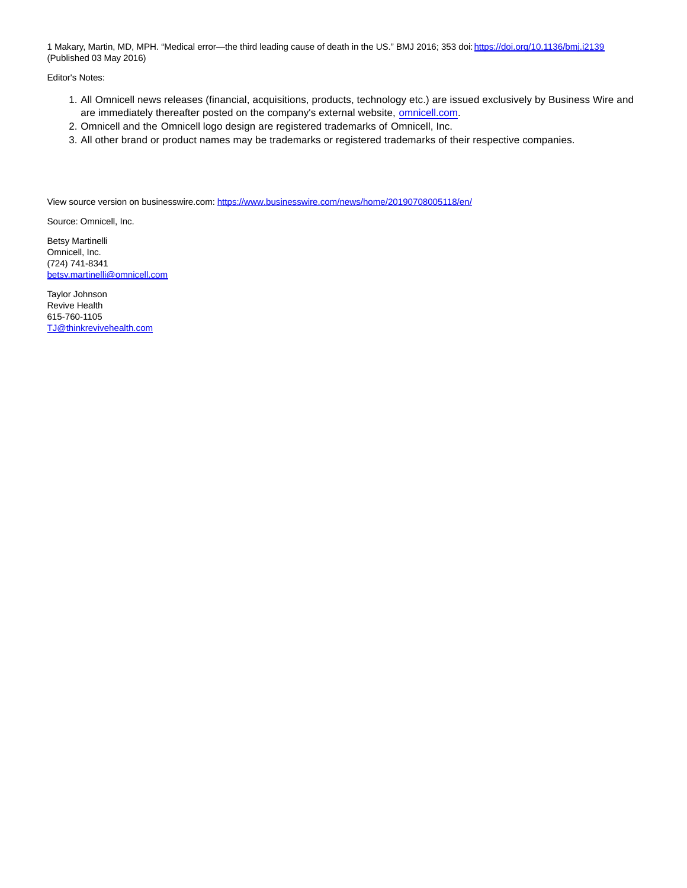1 Makary, Martin, MD, MPH. “Medical error—the third leading cause of death in the US.” BMJ 2016; 353 doi: https://doi.org/10.1136/bmj.i2139 (Published 03 May 2016)

Editor's Notes:

1. All Omnicell news releases (financial, acquisitions, products, technology etc.) are issued exclusively by Business Wire and are immediately thereafter posted on the company's external website, omnicell.com.
2. Omnicell and the Omnicell logo design are registered trademarks of Omnicell, Inc.
3. All other brand or product names may be trademarks or registered trademarks of their respective companies.

View source version on businesswire.com: https://www.businesswire.com/news/home/20190708005118/en/

Source: Omnicell, Inc.

Betsy Martinelli
Omnicell, Inc.
(724) 741-8341
betsy.martinelli@omnicell.com

Taylor Johnson
Revive Health
615-760-1105
TJ@thinkrevivehealth.com